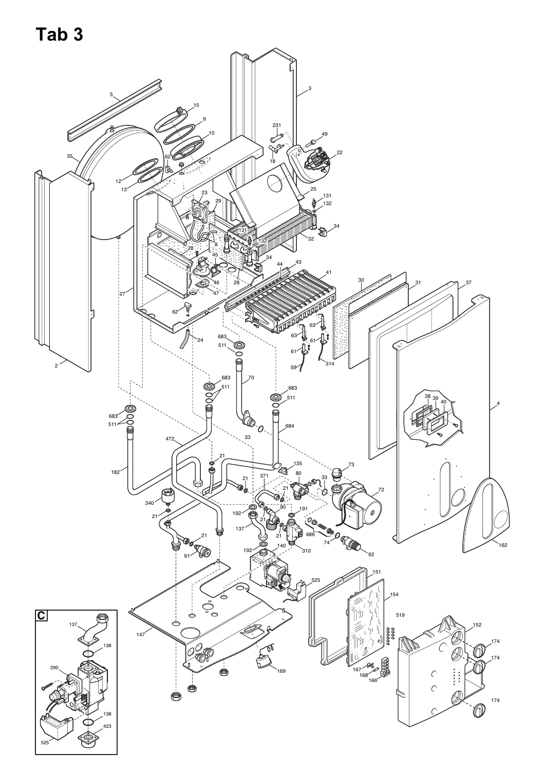# Tab 3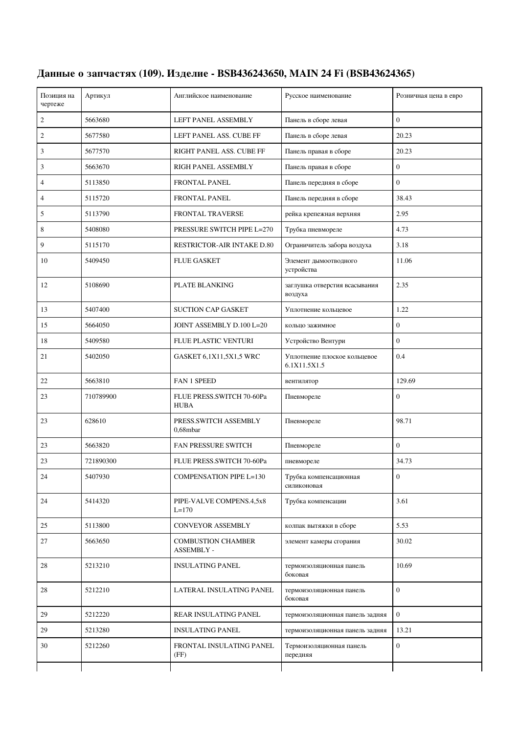## Данные о запчастях (109). Изделие - BSB436243650, MAIN 24 Fi (BSB43624365)

| Позиция на чертеже | Артикул | Английское наименование | Русское наименование | Розничная цена в евро |
|---|---|---|---|---|
| 2 | 5663680 | LEFT PANEL ASSEMBLY | Панель в сборе левая | 0 |
| 2 | 5677580 | LEFT PANEL ASS. CUBE FF | Панель в сборе левая | 20.23 |
| 3 | 5677570 | RIGHT PANEL ASS. CUBE FF | Панель правая в сборе | 20.23 |
| 3 | 5663670 | RIGH PANEL ASSEMBLY | Панель правая в сборе | 0 |
| 4 | 5113850 | FRONTAL PANEL | Панель передняя в сборе | 0 |
| 4 | 5115720 | FRONTAL PANEL | Панель передняя в сборе | 38.43 |
| 5 | 5113790 | FRONTAL TRAVERSE | рейка крепежная верхняя | 2.95 |
| 8 | 5408080 | PRESSURE SWITCH PIPE L=270 | Трубка пневмореле | 4.73 |
| 9 | 5115170 | RESTRICTOR-AIR INTAKE D.80 | Ограничитель забора воздуха | 3.18 |
| 10 | 5409450 | FLUE GASKET | Элемент дымоотводного устройства | 11.06 |
| 12 | 5108690 | PLATE BLANKING | заглушка отверстия всасывания воздуха | 2.35 |
| 13 | 5407400 | SUCTION CAP GASKET | Уплотнение кольцевое | 1.22 |
| 15 | 5664050 | JOINT ASSEMBLY D.100 L=20 | кольцо зажимное | 0 |
| 18 | 5409580 | FLUE PLASTIC VENTURI | Устройство Вентури | 0 |
| 21 | 5402050 | GASKET 6,1X11,5X1,5 WRC | Уплотнение плоское кольцевое 6.1X11.5X1.5 | 0.4 |
| 22 | 5663810 | FAN 1 SPEED | вентилятор | 129.69 |
| 23 | 710789900 | FLUE PRESS.SWITCH 70-60Pa HUBA | Пневмореле | 0 |
| 23 | 628610 | PRESS.SWITCH ASSEMBLY 0,68mbar | Пневмореле | 98.71 |
| 23 | 5663820 | FAN PRESSURE SWITCH | Пневмореле | 0 |
| 23 | 721890300 | FLUE PRESS.SWITCH 70-60Pa | пневмореле | 34.73 |
| 24 | 5407930 | COMPENSATION PIPE L=130 | Трубка компенсационная силиконовая | 0 |
| 24 | 5414320 | PIPE-VALVE COMPENS.4,5x8 L=170 | Трубка компенсации | 3.61 |
| 25 | 5113800 | CONVEYOR ASSEMBLY | колпак вытяжки в сборе | 5.53 |
| 27 | 5663650 | COMBUSTION CHAMBER ASSEMBLY - | элемент камеры сгорания | 30.02 |
| 28 | 5213210 | INSULATING PANEL | термоизоляционная панель боковая | 10.69 |
| 28 | 5212210 | LATERAL INSULATING PANEL | термоизоляционная панель боковая | 0 |
| 29 | 5212220 | REAR INSULATING PANEL | термоизоляционная панель задняя | 0 |
| 29 | 5213280 | INSULATING PANEL | термоизоляционная панель задняя | 13.21 |
| 30 | 5212260 | FRONTAL INSULATING PANEL (FF) | Термоизоляционная панель передняя | 0 |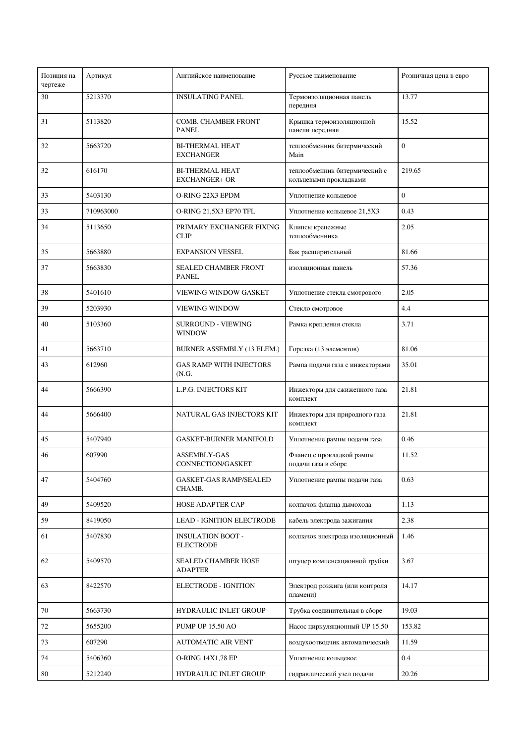| Позиция на чертеже | Артикул | Английское наименование | Русское наименование | Розничная цена в евро |
|---|---|---|---|---|
| 30 | 5213370 | INSULATING PANEL | Термоизоляционная панель передняя | 13.77 |
| 31 | 5113820 | COMB. CHAMBER FRONT PANEL | Крышка термоизоляционной панели передняя | 15.52 |
| 32 | 5663720 | BI-THERMAL HEAT EXCHANGER | теплообменник битермический Main | 0 |
| 32 | 616170 | BI-THERMAL HEAT EXCHANGER+ OR | теплообменник битермический с кольцевыми прокладками | 219.65 |
| 33 | 5403130 | O-RING 22X3 EPDM | Уплотнение кольцевое | 0 |
| 33 | 710963000 | O-RING 21,5X3 EP70 TFL | Уплотнение кольцевое 21,5X3 | 0.43 |
| 34 | 5113650 | PRIMARY EXCHANGER FIXING CLIP | Клипсы крепежные теплообменника | 2.05 |
| 35 | 5663880 | EXPANSION VESSEL | Бак расширительный | 81.66 |
| 37 | 5663830 | SEALED CHAMBER FRONT PANEL | изоляционная панель | 57.36 |
| 38 | 5401610 | VIEWING WINDOW GASKET | Уплотнение стекла смотрового | 2.05 |
| 39 | 5203930 | VIEWING WINDOW | Стекло смотровое | 4.4 |
| 40 | 5103360 | SURROUND - VIEWING WINDOW | Рамка крепления стекла | 3.71 |
| 41 | 5663710 | BURNER ASSEMBLY (13 ELEM.) | Горелка (13 элементов) | 81.06 |
| 43 | 612960 | GAS RAMP WITH INJECTORS (N.G. | Рампа подачи газа с инжекторами | 35.01 |
| 44 | 5666390 | L.P.G. INJECTORS KIT | Инжекторы для сжиженного газа комплект | 21.81 |
| 44 | 5666400 | NATURAL GAS INJECTORS KIT | Инжекторы для природного газа комплект | 21.81 |
| 45 | 5407940 | GASKET-BURNER MANIFOLD | Уплотнение рампы подачи газа | 0.46 |
| 46 | 607990 | ASSEMBLY-GAS CONNECTION/GASKET | Фланец с прокладкой рампы подачи газа в сборе | 11.52 |
| 47 | 5404760 | GASKET-GAS RAMP/SEALED CHAMB. | Уплотнение рампы подачи газа | 0.63 |
| 49 | 5409520 | HOSE ADAPTER CAP | колпачок фланца дымохода | 1.13 |
| 59 | 8419050 | LEAD - IGNITION ELECTRODE | кабель электрода зажигания | 2.38 |
| 61 | 5407830 | INSULATION BOOT - ELECTRODE | колпачок электрода изоляционный | 1.46 |
| 62 | 5409570 | SEALED CHAMBER HOSE ADAPTER | штуцер компенсационной трубки | 3.67 |
| 63 | 8422570 | ELECTRODE - IGNITION | Электрод розжига (или контроля пламени) | 14.17 |
| 70 | 5663730 | HYDRAULIC INLET GROUP | Трубка соединительная в сборе | 19.03 |
| 72 | 5655200 | PUMP UP 15.50 AO | Насос циркуляционный UP 15.50 | 153.82 |
| 73 | 607290 | AUTOMATIC AIR VENT | воздухоотводчик автоматический | 11.59 |
| 74 | 5406360 | O-RING 14X1,78 EP | Уплотнение кольцевое | 0.4 |
| 80 | 5212240 | HYDRAULIC INLET GROUP | гидравлический узел подачи | 20.26 |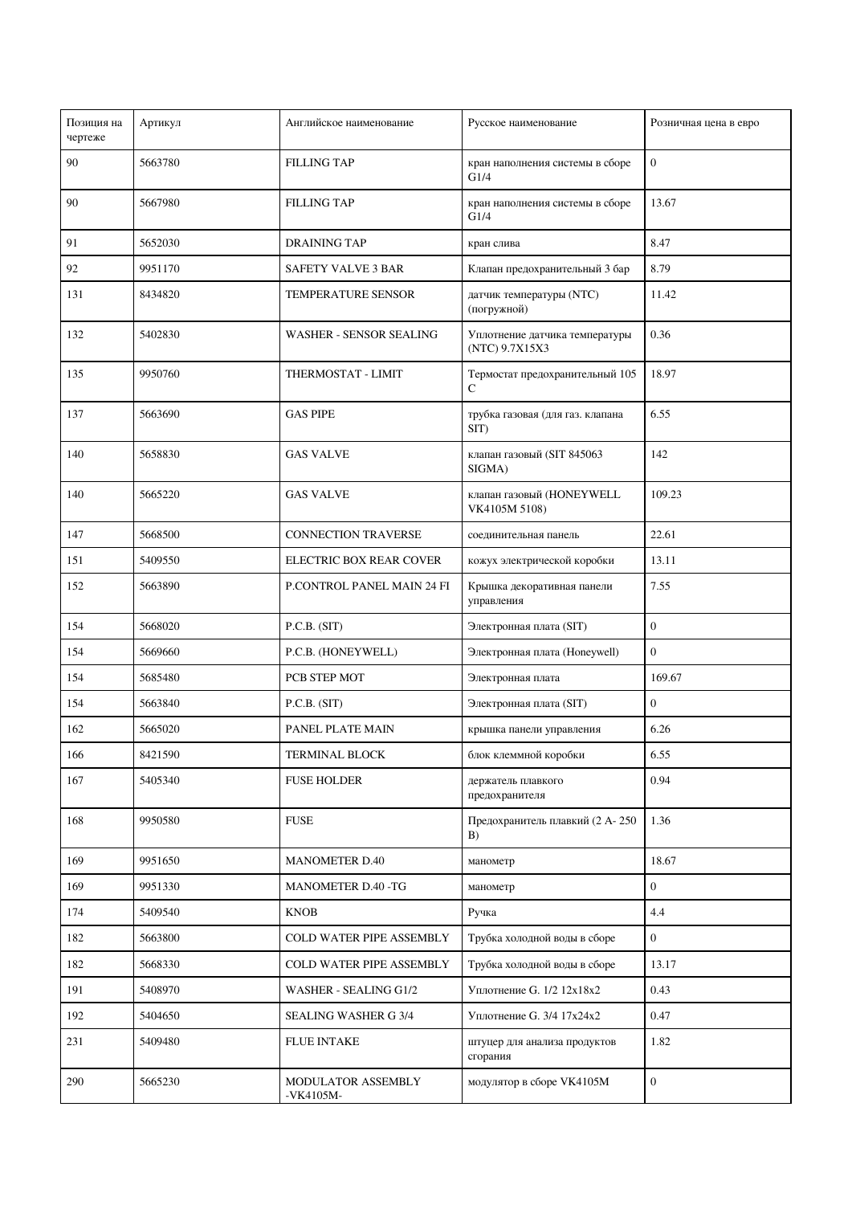| Позиция на чертеже | Артикул | Английское наименование | Русское наименование | Розничная цена в евро |
|---|---|---|---|---|
| 90 | 5663780 | FILLING TAP | кран наполнения системы в сборе G1/4 | 0 |
| 90 | 5667980 | FILLING TAP | кран наполнения системы в сборе G1/4 | 13.67 |
| 91 | 5652030 | DRAINING TAP | кран слива | 8.47 |
| 92 | 9951170 | SAFETY VALVE 3 BAR | Клапан предохранительный 3 бар | 8.79 |
| 131 | 8434820 | TEMPERATURE SENSOR | датчик температуры (NTC) (погружной) | 11.42 |
| 132 | 5402830 | WASHER - SENSOR SEALING | Уплотнение датчика температуры (NTC) 9.7X15X3 | 0.36 |
| 135 | 9950760 | THERMOSTAT - LIMIT | Термостат предохранительный 105 C | 18.97 |
| 137 | 5663690 | GAS PIPE | трубка газовая (для газ. клапана SIT) | 6.55 |
| 140 | 5658830 | GAS VALVE | клапан газовый (SIT 845063 SIGMA) | 142 |
| 140 | 5665220 | GAS VALVE | клапан газовый (HONEYWELL VK4105M 5108) | 109.23 |
| 147 | 5668500 | CONNECTION TRAVERSE | соединительная панель | 22.61 |
| 151 | 5409550 | ELECTRIC BOX REAR COVER | кожух электрической коробки | 13.11 |
| 152 | 5663890 | P.CONTROL PANEL MAIN 24 FI | Крышка декоративная панели управления | 7.55 |
| 154 | 5668020 | P.C.B. (SIT) | Электронная плата (SIT) | 0 |
| 154 | 5669660 | P.C.B. (HONEYWELL) | Электронная плата (Honeywell) | 0 |
| 154 | 5685480 | PCB STEP MOT | Электронная плата | 169.67 |
| 154 | 5663840 | P.C.B. (SIT) | Электронная плата (SIT) | 0 |
| 162 | 5665020 | PANEL PLATE MAIN | крышка панели управления | 6.26 |
| 166 | 8421590 | TERMINAL BLOCK | блок клеммной коробки | 6.55 |
| 167 | 5405340 | FUSE HOLDER | держатель плавкого предохранителя | 0.94 |
| 168 | 9950580 | FUSE | Предохранитель плавкий (2 А- 250 В) | 1.36 |
| 169 | 9951650 | MANOMETER D.40 | манометр | 18.67 |
| 169 | 9951330 | MANOMETER D.40 -TG | манометр | 0 |
| 174 | 5409540 | KNOB | Ручка | 4.4 |
| 182 | 5663800 | COLD WATER PIPE ASSEMBLY | Трубка холодной воды в сборе | 0 |
| 182 | 5668330 | COLD WATER PIPE ASSEMBLY | Трубка холодной воды в сборе | 13.17 |
| 191 | 5408970 | WASHER - SEALING G1/2 | Уплотнение G. 1/2 12x18x2 | 0.43 |
| 192 | 5404650 | SEALING WASHER G 3/4 | Уплотнение G. 3/4 17x24x2 | 0.47 |
| 231 | 5409480 | FLUE INTAKE | штуцер для анализа продуктов сгорания | 1.82 |
| 290 | 5665230 | MODULATOR ASSEMBLY -VK4105M- | модулятор в сборе VK4105M | 0 |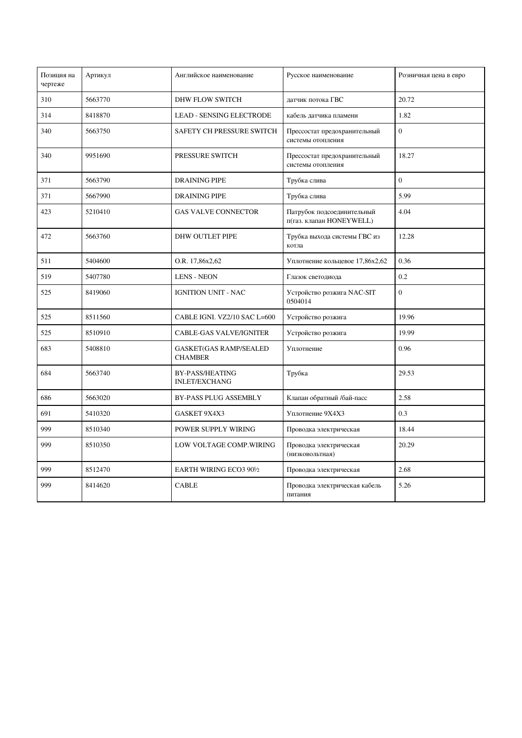| Позиция на чертеже | Артикул | Английское наименование | Русское наименование | Розничная цена в евро |
|---|---|---|---|---|
| 310 | 5663770 | DHW FLOW SWITCH | датчик потока ГВС | 20.72 |
| 314 | 8418870 | LEAD - SENSING ELECTRODE | кабель датчика пламени | 1.82 |
| 340 | 5663750 | SAFETY CH PRESSURE SWITCH | Прессостат предохранительный системы отопления | 0 |
| 340 | 9951690 | PRESSURE SWITCH | Прессостат предохранительный системы отопления | 18.27 |
| 371 | 5663790 | DRAINING PIPE | Трубка слива | 0 |
| 371 | 5667990 | DRAINING PIPE | Трубка слива | 5.99 |
| 423 | 5210410 | GAS VALVE CONNECTOR | Патрубок подсоединительный п(газ. клапан HONEYWELL) | 4.04 |
| 472 | 5663760 | DHW OUTLET PIPE | Трубка выхода системы ГВС из котла | 12.28 |
| 511 | 5404600 | O.R. 17,86x2,62 | Уплотнение кольцевое 17,86x2,62 | 0.36 |
| 519 | 5407780 | LENS - NEON | Глазок светодиода | 0.2 |
| 525 | 8419060 | IGNITION UNIT - NAC | Устройство розжига NAC-SIT 0504014 | 0 |
| 525 | 8511560 | CABLE IGNI. VZ2/10 SAC L=600 | Устройство розжига | 19.96 |
| 525 | 8510910 | CABLE-GAS VALVE/IGNITER | Устройство розжига | 19.99 |
| 683 | 5408810 | GASKET(GAS RAMP/SEALED CHAMBER | Уплотнение | 0.96 |
| 684 | 5663740 | BY-PASS/HEATING INLET/EXCHANG | Трубка | 29.53 |
| 686 | 5663020 | BY-PASS PLUG ASSEMBLY | Клапан обратный /бай-пасс | 2.58 |
| 691 | 5410320 | GASKET 9X4X3 | Уплотнение 9X4X3 | 0.3 |
| 999 | 8510340 | POWER SUPPLY WIRING | Проводка электрическая | 18.44 |
| 999 | 8510350 | LOW VOLTAGE COMP.WIRING | Проводка электрическая (низковольтная) | 20.29 |
| 999 | 8512470 | EARTH WIRING ECO3 90½ | Проводка электрическая | 2.68 |
| 999 | 8414620 | CABLE | Проводка электрическая кабель питания | 5.26 |